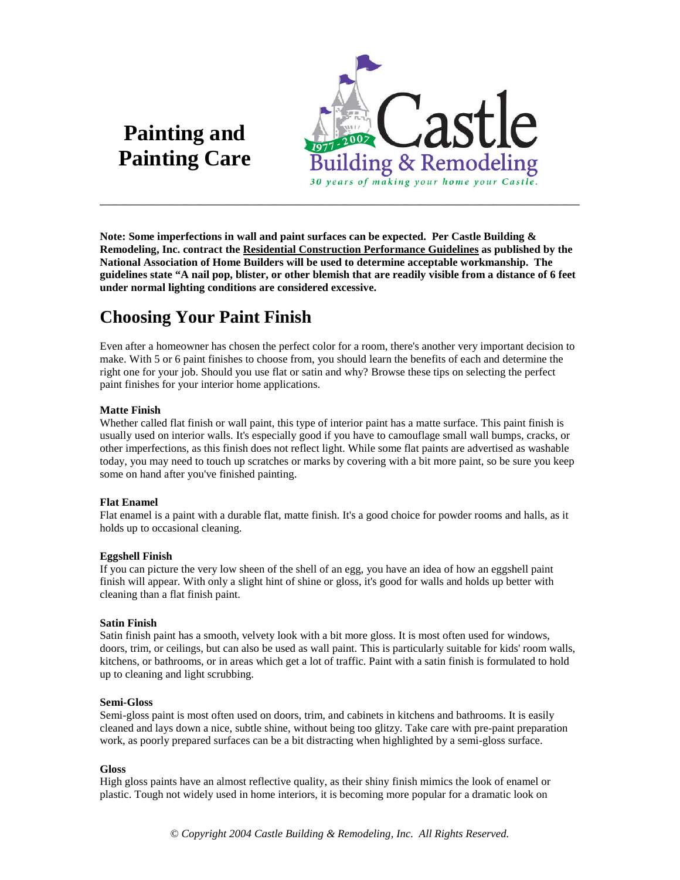# Painting and Painting Care

Castle Building & Remodeling

1977 - 2007

*30 years of making your home your Castle.*

---

**Note: Some imperfections in wall and paint surfaces can be expected. Per Castle Building & Remodeling, Inc. contract the Residential Construction Performance Guidelines as published by the National Association of Home Builders will be used to determine acceptable workmanship. The guidelines state "A nail pop, blister, or other blemish that are readily visible from a distance of 6 feet under normal lighting conditions are considered excessive.**

## Choosing Your Paint Finish

Even after a homeowner has chosen the perfect color for a room, there's another very important decision to make. With 5 or 6 paint finishes to choose from, you should learn the benefits of each and determine the right one for your job. Should you use flat or satin and why? Browse these tips on selecting the perfect paint finishes for your interior home applications.

**Matte Finish**
Whether called flat finish or wall paint, this type of interior paint has a matte surface. This paint finish is usually used on interior walls. It's especially good if you have to camouflage small wall bumps, cracks, or other imperfections, as this finish does not reflect light. While some flat paints are advertised as washable today, you may need to touch up scratches or marks by covering with a bit more paint, so be sure you keep some on hand after you've finished painting.

**Flat Enamel**
Flat enamel is a paint with a durable flat, matte finish. It's a good choice for powder rooms and halls, as it holds up to occasional cleaning.

**Eggshell Finish**
If you can picture the very low sheen of the shell of an egg, you have an idea of how an eggshell paint finish will appear. With only a slight hint of shine or gloss, it's good for walls and holds up better with cleaning than a flat finish paint.

**Satin Finish**
Satin finish paint has a smooth, velvety look with a bit more gloss. It is most often used for windows, doors, trim, or ceilings, but can also be used as wall paint. This is particularly suitable for kids' room walls, kitchens, or bathrooms, or in areas which get a lot of traffic. Paint with a satin finish is formulated to hold up to cleaning and light scrubbing.

**Semi-Gloss**
Semi-gloss paint is most often used on doors, trim, and cabinets in kitchens and bathrooms. It is easily cleaned and lays down a nice, subtle shine, without being too glitzy. Take care with pre-paint preparation work, as poorly prepared surfaces can be a bit distracting when highlighted by a semi-gloss surface.

**Gloss**
High gloss paints have an almost reflective quality, as their shiny finish mimics the look of enamel or plastic. Tough not widely used in home interiors, it is becoming more popular for a dramatic look on

*© Copyright 2004 Castle Building & Remodeling, Inc. All Rights Reserved.*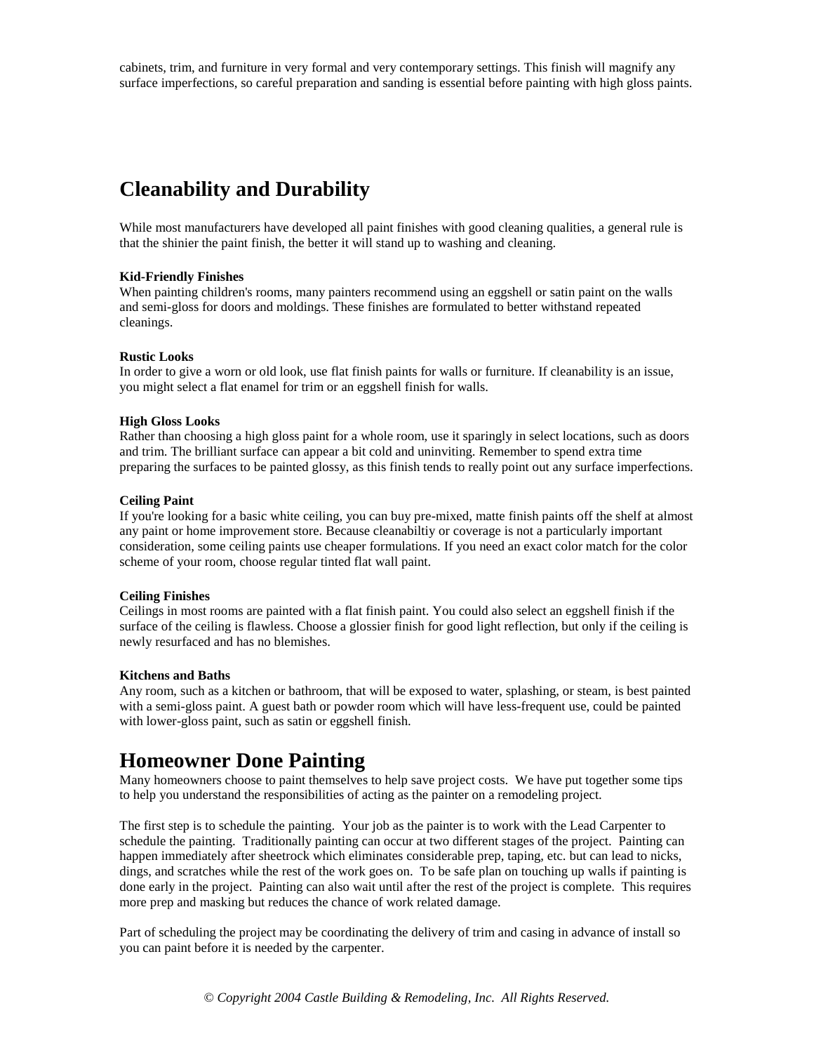cabinets, trim, and furniture in very formal and very contemporary settings. This finish will magnify any surface imperfections, so careful preparation and sanding is essential before painting with high gloss paints.

## Cleanability and Durability

While most manufacturers have developed all paint finishes with good cleaning qualities, a general rule is that the shinier the paint finish, the better it will stand up to washing and cleaning.

**Kid-Friendly Finishes**
When painting children's rooms, many painters recommend using an eggshell or satin paint on the walls and semi-gloss for doors and moldings. These finishes are formulated to better withstand repeated cleanings.

**Rustic Looks**
In order to give a worn or old look, use flat finish paints for walls or furniture. If cleanability is an issue, you might select a flat enamel for trim or an eggshell finish for walls.

**High Gloss Looks**
Rather than choosing a high gloss paint for a whole room, use it sparingly in select locations, such as doors and trim. The brilliant surface can appear a bit cold and uninviting. Remember to spend extra time preparing the surfaces to be painted glossy, as this finish tends to really point out any surface imperfections.

**Ceiling Paint**
If you're looking for a basic white ceiling, you can buy pre-mixed, matte finish paints off the shelf at almost any paint or home improvement store. Because cleanabiltiy or coverage is not a particularly important consideration, some ceiling paints use cheaper formulations. If you need an exact color match for the color scheme of your room, choose regular tinted flat wall paint.

**Ceiling Finishes**
Ceilings in most rooms are painted with a flat finish paint. You could also select an eggshell finish if the surface of the ceiling is flawless. Choose a glossier finish for good light reflection, but only if the ceiling is newly resurfaced and has no blemishes.

**Kitchens and Baths**
Any room, such as a kitchen or bathroom, that will be exposed to water, splashing, or steam, is best painted with a semi-gloss paint. A guest bath or powder room which will have less-frequent use, could be painted with lower-gloss paint, such as satin or eggshell finish.

## Homeowner Done Painting

Many homeowners choose to paint themselves to help save project costs. We have put together some tips to help you understand the responsibilities of acting as the painter on a remodeling project.

The first step is to schedule the painting. Your job as the painter is to work with the Lead Carpenter to schedule the painting. Traditionally painting can occur at two different stages of the project. Painting can happen immediately after sheetrock which eliminates considerable prep, taping, etc. but can lead to nicks, dings, and scratches while the rest of the work goes on. To be safe plan on touching up walls if painting is done early in the project. Painting can also wait until after the rest of the project is complete. This requires more prep and masking but reduces the chance of work related damage.

Part of scheduling the project may be coordinating the delivery of trim and casing in advance of install so you can paint before it is needed by the carpenter.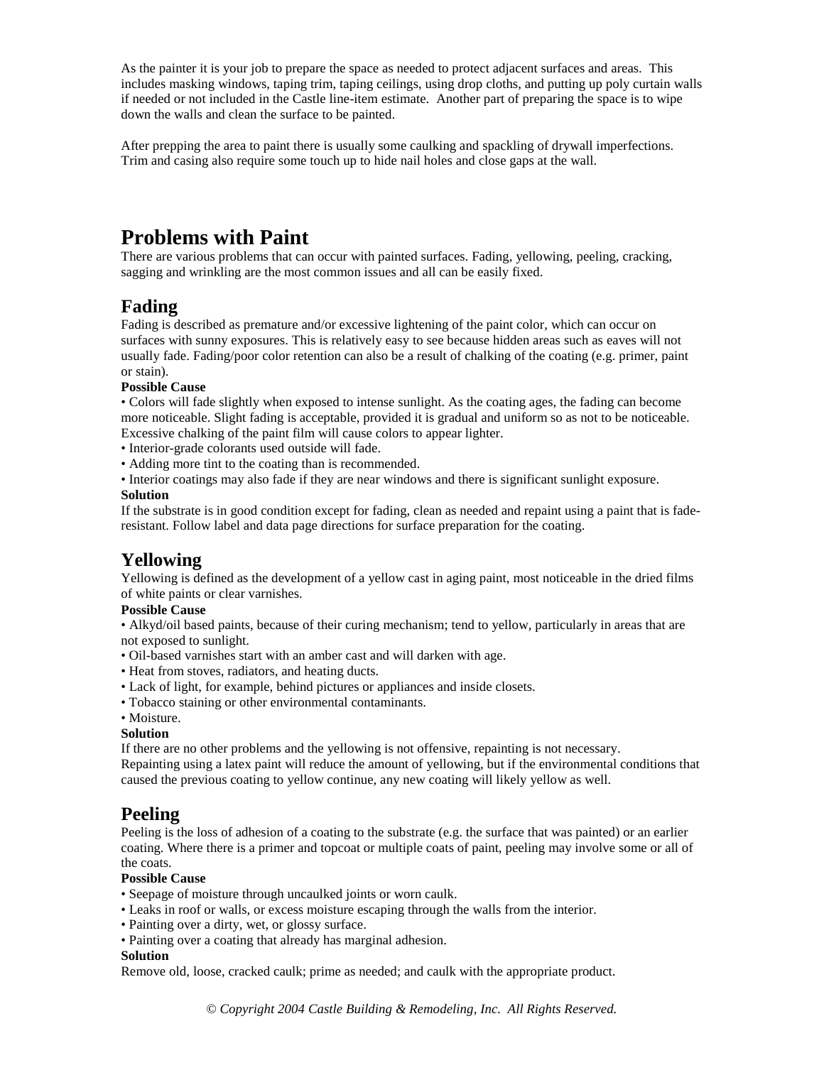As the painter it is your job to prepare the space as needed to protect adjacent surfaces and areas. This includes masking windows, taping trim, taping ceilings, using drop cloths, and putting up poly curtain walls if needed or not included in the Castle line-item estimate. Another part of preparing the space is to wipe down the walls and clean the surface to be painted.

After prepping the area to paint there is usually some caulking and spackling of drywall imperfections. Trim and casing also require some touch up to hide nail holes and close gaps at the wall.

# Problems with Paint

There are various problems that can occur with painted surfaces. Fading, yellowing, peeling, cracking, sagging and wrinkling are the most common issues and all can be easily fixed.

## Fading

Fading is described as premature and/or excessive lightening of the paint color, which can occur on surfaces with sunny exposures. This is relatively easy to see because hidden areas such as eaves will not usually fade. Fading/poor color retention can also be a result of chalking of the coating (e.g. primer, paint or stain).

**Possible Cause**

- Colors will fade slightly when exposed to intense sunlight. As the coating ages, the fading can become more noticeable. Slight fading is acceptable, provided it is gradual and uniform so as not to be noticeable. Excessive chalking of the paint film will cause colors to appear lighter.
- Interior-grade colorants used outside will fade.
- Adding more tint to the coating than is recommended.
- Interior coatings may also fade if they are near windows and there is significant sunlight exposure.

**Solution**

If the substrate is in good condition except for fading, clean as needed and repaint using a paint that is fade-resistant. Follow label and data page directions for surface preparation for the coating.

## Yellowing

Yellowing is defined as the development of a yellow cast in aging paint, most noticeable in the dried films of white paints or clear varnishes.

**Possible Cause**

- Alkyd/oil based paints, because of their curing mechanism; tend to yellow, particularly in areas that are not exposed to sunlight.
- Oil-based varnishes start with an amber cast and will darken with age.
- Heat from stoves, radiators, and heating ducts.
- Lack of light, for example, behind pictures or appliances and inside closets.
- Tobacco staining or other environmental contaminants.
- Moisture.

**Solution**

If there are no other problems and the yellowing is not offensive, repainting is not necessary.
Repainting using a latex paint will reduce the amount of yellowing, but if the environmental conditions that caused the previous coating to yellow continue, any new coating will likely yellow as well.

## Peeling

Peeling is the loss of adhesion of a coating to the substrate (e.g. the surface that was painted) or an earlier coating. Where there is a primer and topcoat or multiple coats of paint, peeling may involve some or all of the coats.

**Possible Cause**

- Seepage of moisture through uncaulked joints or worn caulk.
- Leaks in roof or walls, or excess moisture escaping through the walls from the interior.
- Painting over a dirty, wet, or glossy surface.
- Painting over a coating that already has marginal adhesion.

**Solution**

Remove old, loose, cracked caulk; prime as needed; and caulk with the appropriate product.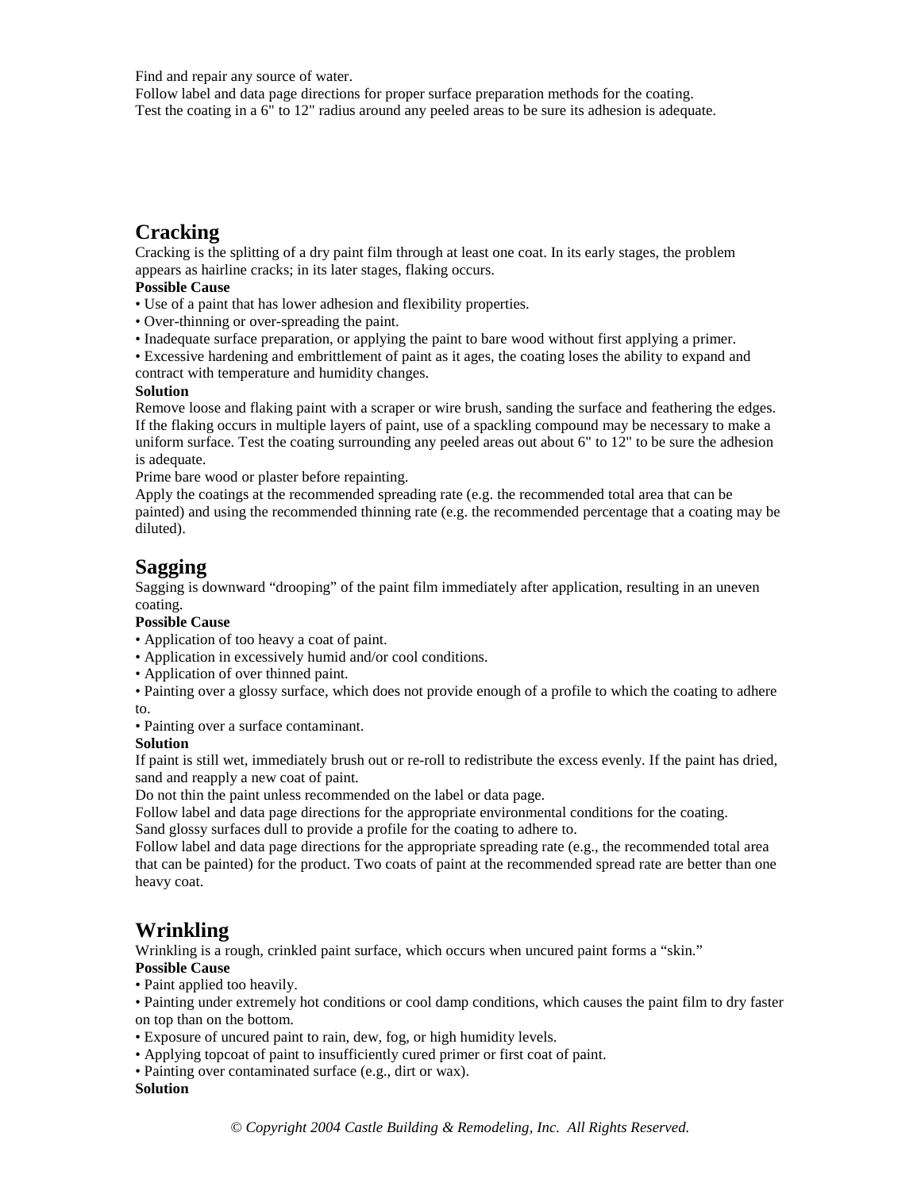Find and repair any source of water.
Follow label and data page directions for proper surface preparation methods for the coating.
Test the coating in a 6" to 12" radius around any peeled areas to be sure its adhesion is adequate.

## Cracking

Cracking is the splitting of a dry paint film through at least one coat. In its early stages, the problem appears as hairline cracks; in its later stages, flaking occurs.

**Possible Cause**

• Use of a paint that has lower adhesion and flexibility properties.
• Over-thinning or over-spreading the paint.
• Inadequate surface preparation, or applying the paint to bare wood without first applying a primer.
• Excessive hardening and embrittlement of paint as it ages, the coating loses the ability to expand and contract with temperature and humidity changes.

**Solution**

Remove loose and flaking paint with a scraper or wire brush, sanding the surface and feathering the edges. If the flaking occurs in multiple layers of paint, use of a spackling compound may be necessary to make a uniform surface. Test the coating surrounding any peeled areas out about 6" to 12" to be sure the adhesion is adequate.
Prime bare wood or plaster before repainting.
Apply the coatings at the recommended spreading rate (e.g. the recommended total area that can be painted) and using the recommended thinning rate (e.g. the recommended percentage that a coating may be diluted).

## Sagging

Sagging is downward "drooping" of the paint film immediately after application, resulting in an uneven coating.

**Possible Cause**

• Application of too heavy a coat of paint.
• Application in excessively humid and/or cool conditions.
• Application of over thinned paint.
• Painting over a glossy surface, which does not provide enough of a profile to which the coating to adhere to.
• Painting over a surface contaminant.

**Solution**

If paint is still wet, immediately brush out or re-roll to redistribute the excess evenly. If the paint has dried, sand and reapply a new coat of paint.
Do not thin the paint unless recommended on the label or data page.
Follow label and data page directions for the appropriate environmental conditions for the coating.
Sand glossy surfaces dull to provide a profile for the coating to adhere to.
Follow label and data page directions for the appropriate spreading rate (e.g., the recommended total area that can be painted) for the product. Two coats of paint at the recommended spread rate are better than one heavy coat.

## Wrinkling

Wrinkling is a rough, crinkled paint surface, which occurs when uncured paint forms a "skin."

**Possible Cause**

• Paint applied too heavily.
• Painting under extremely hot conditions or cool damp conditions, which causes the paint film to dry faster on top than on the bottom.
• Exposure of uncured paint to rain, dew, fog, or high humidity levels.
• Applying topcoat of paint to insufficiently cured primer or first coat of paint.
• Painting over contaminated surface (e.g., dirt or wax).

**Solution**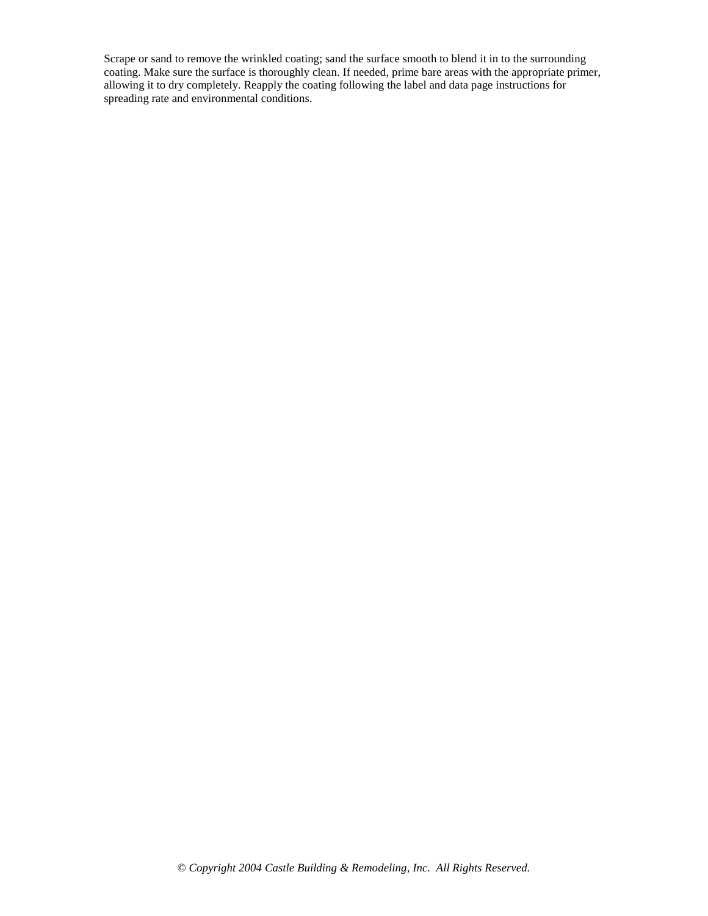Scrape or sand to remove the wrinkled coating; sand the surface smooth to blend it in to the surrounding coating. Make sure the surface is thoroughly clean. If needed, prime bare areas with the appropriate primer, allowing it to dry completely. Reapply the coating following the label and data page instructions for spreading rate and environmental conditions.